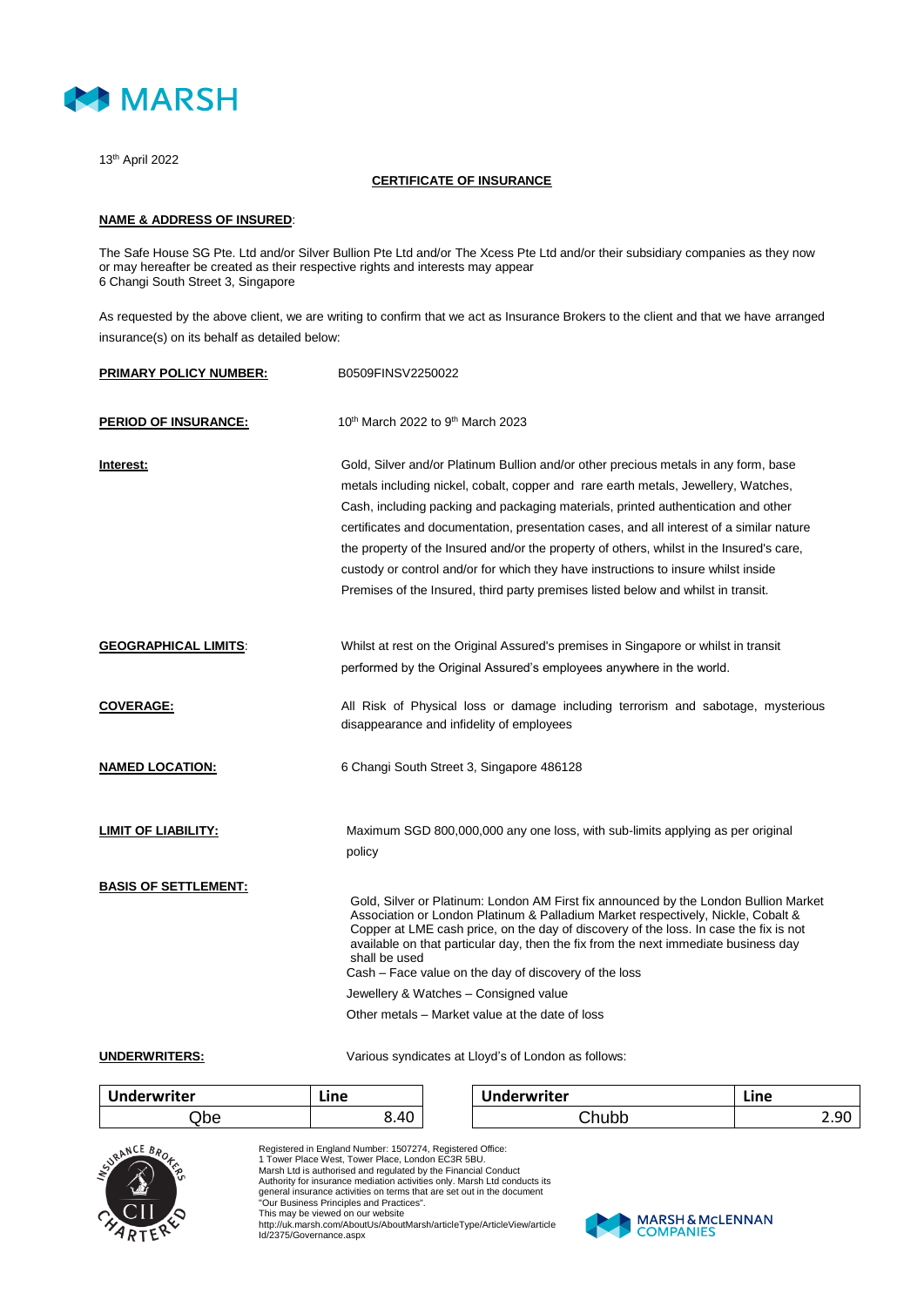MARSH

13th April 2022

**CERTIFICATE OF INSURANCE**

**NAME & ADDRESS OF INSURED**:

The Safe House SG Pte. Ltd and/or Silver Bullion Pte Ltd and/or The Xcess Pte Ltd and/or their subsidiary companies as they now or may hereafter be created as their respective rights and interests may appear
6 Changi South Street 3, Singapore

As requested by the above client, we are writing to confirm that we act as Insurance Brokers to the client and that we have arranged insurance(s) on its behalf as detailed below:

**PRIMARY POLICY NUMBER:** B0509FINSV2250022

**PERIOD OF INSURANCE:** 10th March 2022 to 9th March 2023

**Interest:** Gold, Silver and/or Platinum Bullion and/or other precious metals in any form, base metals including nickel, cobalt, copper and rare earth metals, Jewellery, Watches, Cash, including packing and packaging materials, printed authentication and other certificates and documentation, presentation cases, and all interest of a similar nature the property of the Insured and/or the property of others, whilst in the Insured's care, custody or control and/or for which they have instructions to insure whilst inside Premises of the Insured, third party premises listed below and whilst in transit.

**GEOGRAPHICAL LIMITS**: Whilst at rest on the Original Assured's premises in Singapore or whilst in transit performed by the Original Assured's employees anywhere in the world.

**COVERAGE:** All Risk of Physical loss or damage including terrorism and sabotage, mysterious disappearance and infidelity of employees

**NAMED LOCATION:** 6 Changi South Street 3, Singapore 486128

**LIMIT OF LIABILITY:** Maximum SGD 800,000,000 any one loss, with sub-limits applying as per original policy

**BASIS OF SETTLEMENT:**

Gold, Silver or Platinum: London AM First fix announced by the London Bullion Market Association or London Platinum & Palladium Market respectively, Nickle, Cobalt & Copper at LME cash price, on the day of discovery of the loss. In case the fix is not available on that particular day, then the fix from the next immediate business day shall be used

Cash – Face value on the day of discovery of the loss

Jewellery & Watches – Consigned value

Other metals – Market value at the date of loss

**UNDERWRITERS:** Various syndicates at Lloyd's of London as follows:

| Underwriter | Line | Underwriter | Line |
|---|---|---|---|
| Qbe | 8.40 | Chubb | 2.90 |

Registered in England Number: 1507274, Registered Office:
1 Tower Place West, Tower Place, London EC3R 5BU.
Marsh Ltd is authorised and regulated by the Financial Conduct Authority for insurance mediation activities only. Marsh Ltd conducts its general insurance activities on terms that are set out in the document "Our Business Principles and Practices".
This may be viewed on our website
http://uk.marsh.com/AboutUs/AboutMarsh/articleType/ArticleView/articleId/2375/Governance.aspx

MARSH & McLENNAN COMPANIES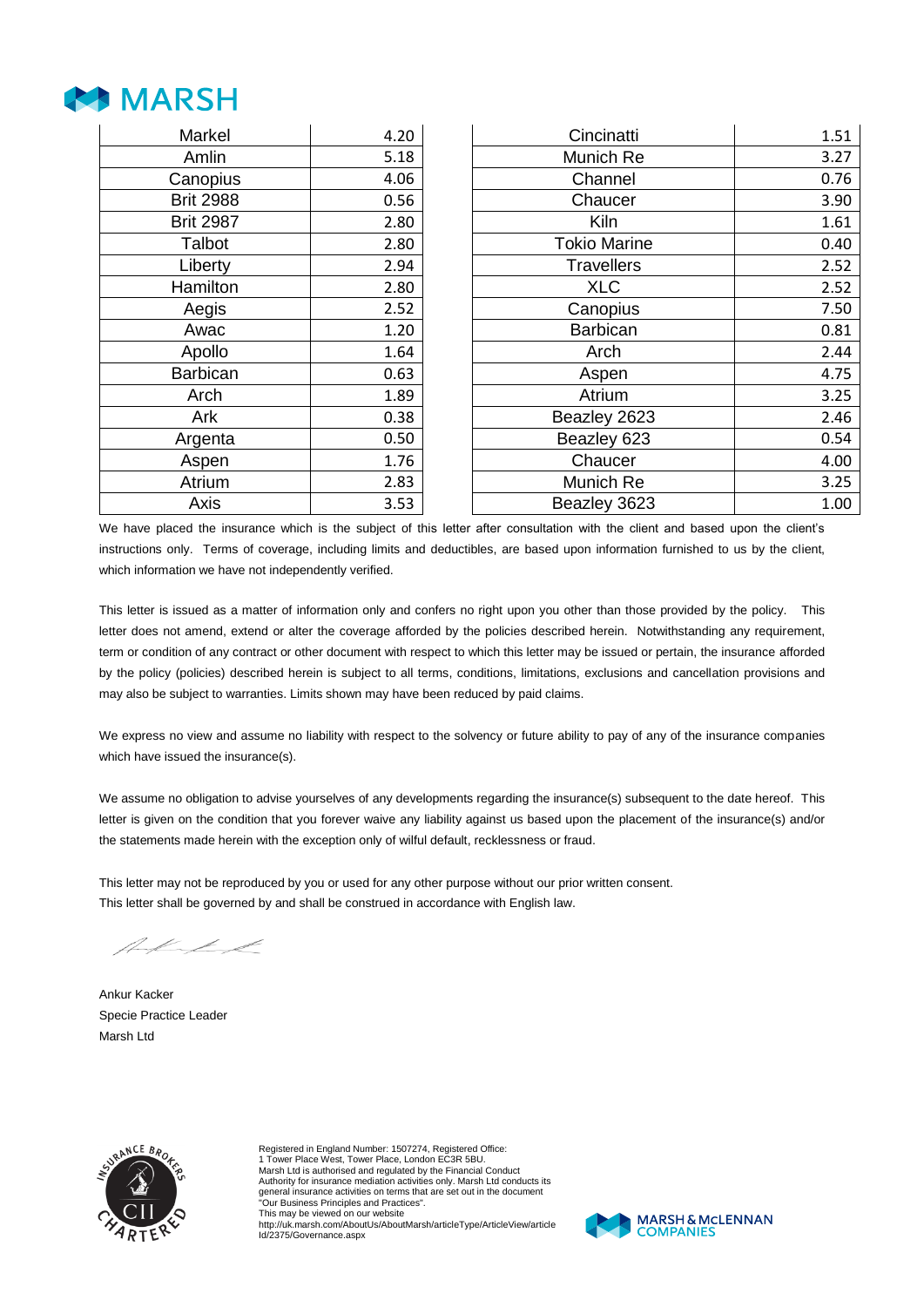| | | | | |
|---|---|---|---|---|
| Markel | 4.20 | | Cincinatti | 1.51 |
| Amlin | 5.18 | | Munich Re | 3.27 |
| Canopius | 4.06 | | Channel | 0.76 |
| Brit 2988 | 0.56 | | Chaucer | 3.90 |
| Brit 2987 | 2.80 | | Kiln | 1.61 |
| Talbot | 2.80 | | Tokio Marine | 0.40 |
| Liberty | 2.94 | | Travellers | 2.52 |
| Hamilton | 2.80 | | XLC | 2.52 |
| Aegis | 2.52 | | Canopius | 7.50 |
| Awac | 1.20 | | Barbican | 0.81 |
| Apollo | 1.64 | | Arch | 2.44 |
| Barbican | 0.63 | | Aspen | 4.75 |
| Arch | 1.89 | | Atrium | 3.25 |
| Ark | 0.38 | | Beazley 2623 | 2.46 |
| Argenta | 0.50 | | Beazley 623 | 0.54 |
| Aspen | 1.76 | | Chaucer | 4.00 |
| Atrium | 2.83 | | Munich Re | 3.25 |
| Axis | 3.53 | | Beazley 3623 | 1.00 |

We have placed the insurance which is the subject of this letter after consultation with the client and based upon the client's instructions only. Terms of coverage, including limits and deductibles, are based upon information furnished to us by the client, which information we have not independently verified.

This letter is issued as a matter of information only and confers no right upon you other than those provided by the policy. This letter does not amend, extend or alter the coverage afforded by the policies described herein. Notwithstanding any requirement, term or condition of any contract or other document with respect to which this letter may be issued or pertain, the insurance afforded by the policy (policies) described herein is subject to all terms, conditions, limitations, exclusions and cancellation provisions and may also be subject to warranties. Limits shown may have been reduced by paid claims.

We express no view and assume no liability with respect to the solvency or future ability to pay of any of the insurance companies which have issued the insurance(s).

We assume no obligation to advise yourselves of any developments regarding the insurance(s) subsequent to the date hereof. This letter is given on the condition that you forever waive any liability against us based upon the placement of the insurance(s) and/or the statements made herein with the exception only of wilful default, recklessness or fraud.

This letter may not be reproduced by you or used for any other purpose without our prior written consent.
This letter shall be governed by and shall be construed in accordance with English law.

Ankur Kacker
Specie Practice Leader
Marsh Ltd

Registered in England Number: 1507274, Registered Office:
1 Tower Place West, Tower Place, London EC3R 5BU.
Marsh Ltd is authorised and regulated by the Financial Conduct Authority for insurance mediation activities only. Marsh Ltd conducts its general insurance activities on terms that are set out in the document "Our Business Principles and Practices".
This may be viewed on our website
http://uk.marsh.com/AboutUs/AboutMarsh/articleType/ArticleView/articleId/2375/Governance.aspx